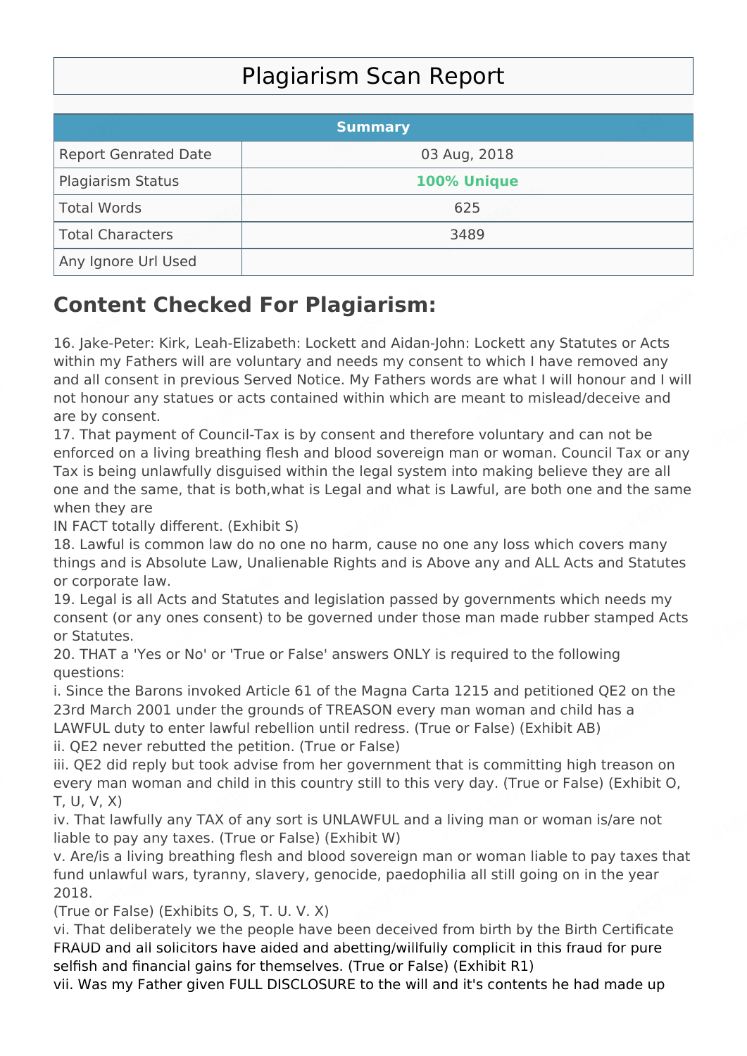# Plagiarism Scan Report

| Summary | |
|---|---|
| Report Genrated Date | 03 Aug, 2018 |
| Plagiarism Status | **100% Unique** |
| Total Words | 625 |
| Total Characters | 3489 |
| Any Ignore Url Used | |

## Content Checked For Plagiarism:

16. Jake-Peter: Kirk, Leah-Elizabeth: Lockett and Aidan-John: Lockett any Statutes or Acts within my Fathers will are voluntary and needs my consent to which I have removed any and all consent in previous Served Notice. My Fathers words are what I will honour and I will not honour any statues or acts contained within which are meant to mislead/deceive and are by consent.
17. That payment of Council-Tax is by consent and therefore voluntary and can not be enforced on a living breathing flesh and blood sovereign man or woman. Council Tax or any Tax is being unlawfully disguised within the legal system into making believe they are all one and the same, that is both,what is Legal and what is Lawful, are both one and the same when they are
IN FACT totally different. (Exhibit S)
18. Lawful is common law do no one no harm, cause no one any loss which covers many things and is Absolute Law, Unalienable Rights and is Above any and ALL Acts and Statutes or corporate law.
19. Legal is all Acts and Statutes and legislation passed by governments which needs my consent (or any ones consent) to be governed under those man made rubber stamped Acts or Statutes.
20. THAT a 'Yes or No' or 'True or False' answers ONLY is required to the following questions:
i. Since the Barons invoked Article 61 of the Magna Carta 1215 and petitioned QE2 on the 23rd March 2001 under the grounds of TREASON every man woman and child has a LAWFUL duty to enter lawful rebellion until redress. (True or False) (Exhibit AB)
ii. QE2 never rebutted the petition. (True or False)
iii. QE2 did reply but took advise from her government that is committing high treason on every man woman and child in this country still to this very day. (True or False) (Exhibit O, T, U, V, X)
iv. That lawfully any TAX of any sort is UNLAWFUL and a living man or woman is/are not liable to pay any taxes. (True or False) (Exhibit W)
v. Are/is a living breathing flesh and blood sovereign man or woman liable to pay taxes that fund unlawful wars, tyranny, slavery, genocide, paedophilia all still going on in the year 2018.
(True or False) (Exhibits O, S, T. U. V. X)
vi. That deliberately we the people have been deceived from birth by the Birth Certificate FRAUD and all solicitors have aided and abetting/willfully complicit in this fraud for pure selfish and financial gains for themselves. (True or False) (Exhibit R1)
vii. Was my Father given FULL DISCLOSURE to the will and it's contents he had made up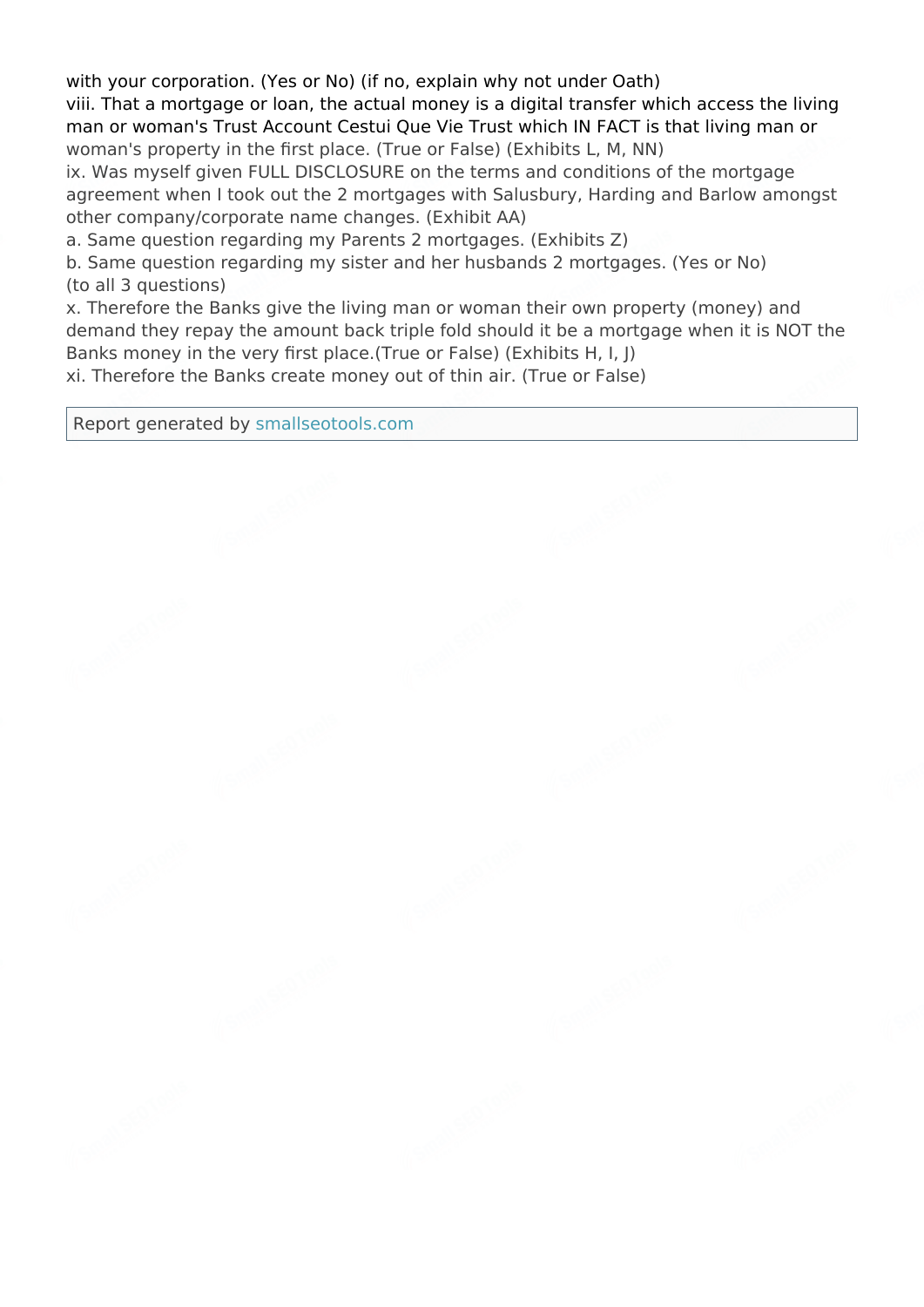with your corporation. (Yes or No) (if no, explain why not under Oath)

viii. That a mortgage or loan, the actual money is a digital transfer which access the living man or woman's Trust Account Cestui Que Vie Trust which IN FACT is that living man or woman's property in the first place. (True or False) (Exhibits L, M, NN)

ix. Was myself given FULL DISCLOSURE on the terms and conditions of the mortgage agreement when I took out the 2 mortgages with Salusbury, Harding and Barlow amongst other company/corporate name changes. (Exhibit AA)

a. Same question regarding my Parents 2 mortgages. (Exhibits Z)

b. Same question regarding my sister and her husbands 2 mortgages. (Yes or No) (to all 3 questions)

x. Therefore the Banks give the living man or woman their own property (money) and demand they repay the amount back triple fold should it be a mortgage when it is NOT the Banks money in the very first place.(True or False) (Exhibits H, I, J)

xi. Therefore the Banks create money out of thin air. (True or False)

Report generated by smallseotools.com